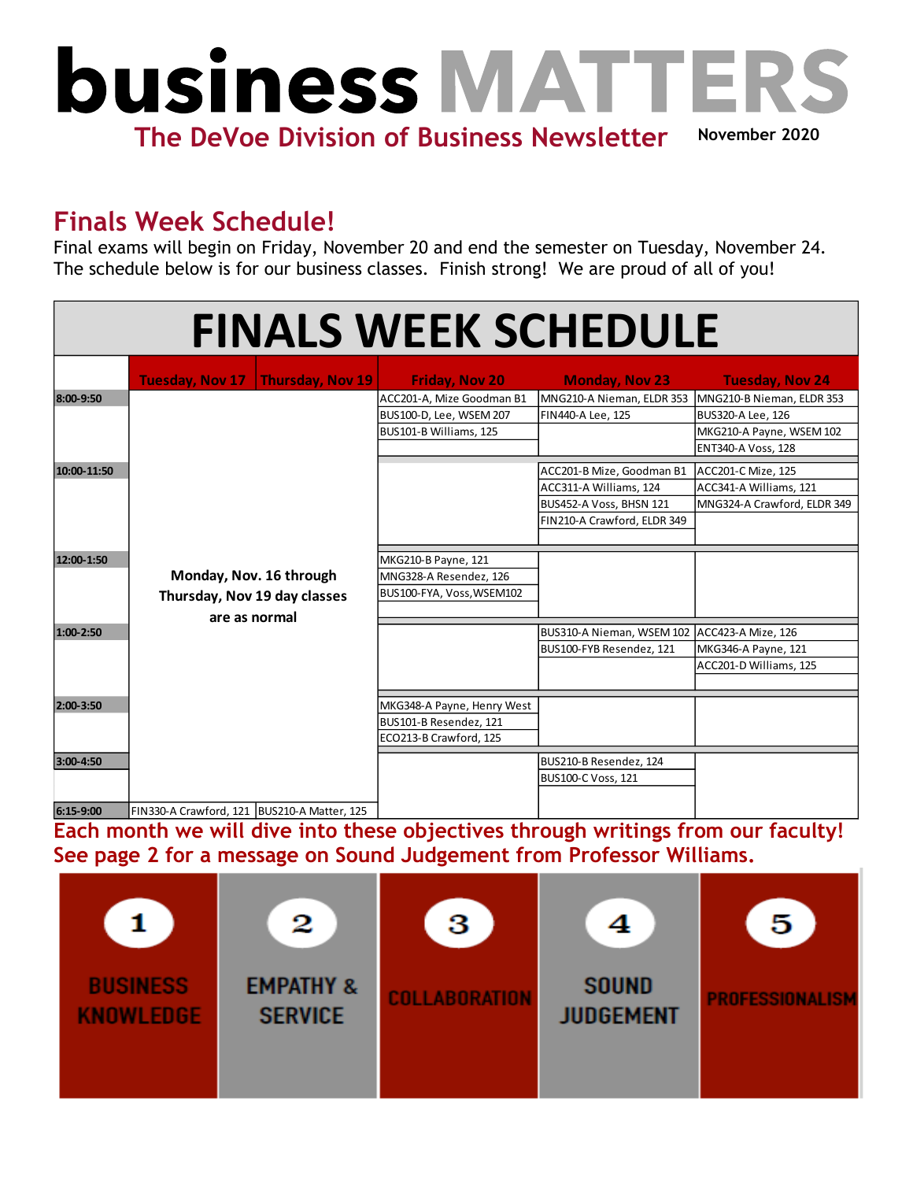# business MATTERS

## The DeVoe Division of Business Newsletter

**November 2020**

## Finals Week Schedule!

Final exams will begin on Friday, November 20 and end the semester on Tuesday, November 24. The schedule below is for our business classes. Finish strong! We are proud of all of you!

### FINALS WEEK SCHEDULE

| | Tuesday, Nov 17 | Thursday, Nov 19 | Friday, Nov 20 | Monday, Nov 23 | Tuesday, Nov 24 |
|---|---|---|---|---|---|
| 8:00-9:50 | Monday, Nov. 16 through Thursday, Nov 19 day classes are as normal | | ACC201-A, Mize Goodman B1<br>BUS100-D, Lee, WSEM 207<br>BUS101-B Williams, 125 | MNG210-A Nieman, ELDR 353<br>FIN440-A Lee, 125 | MNG210-B Nieman, ELDR 353<br>BUS320-A Lee, 126<br>MKG210-A Payne, WSEM 102<br>ENT340-A Voss, 128 |
| 10:00-11:50 | | | | ACC201-B Mize, Goodman B1<br>ACC311-A Williams, 124<br>BUS452-A Voss, BHSN 121<br>FIN210-A Crawford, ELDR 349 | ACC201-C Mize, 125<br>ACC341-A Williams, 121<br>MNG324-A Crawford, ELDR 349 |
| 12:00-1:50 | | | MKG210-B Payne, 121<br>MNG328-A Resendez, 126<br>BUS100-FYA, Voss,WSEM102 | | |
| 1:00-2:50 | | | | BUS310-A Nieman, WSEM 102<br>BUS100-FYB Resendez, 121 | ACC423-A Mize, 126<br>MKG346-A Payne, 121<br>ACC201-D Williams, 125 |
| 2:00-3:50 | | | MKG348-A Payne, Henry West<br>BUS101-B Resendez, 121<br>ECO213-B Crawford, 125 | | |
| 3:00-4:50 | | | | BUS210-B Resendez, 124<br>BUS100-C Voss, 121 | |
| 6:15-9:00 | FIN330-A Crawford, 121 | BUS210-A Matter, 125 | | | |

**Each month we will dive into these objectives through writings from our faculty! See page 2 for a message on Sound Judgement from Professor Williams.**

1. BUSINESS KNOWLEDGE
2. EMPATHY & SERVICE
3. COLLABORATION
4. SOUND JUDGEMENT
5. PROFESSIONALISM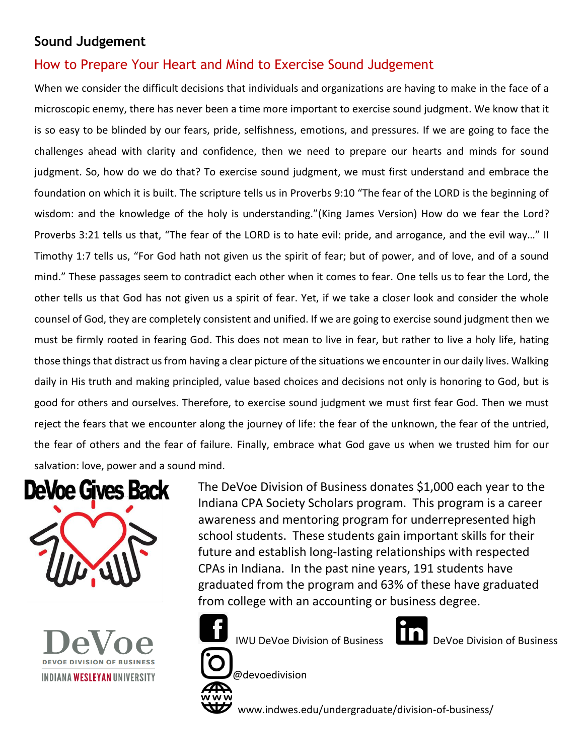## Sound Judgement

### How to Prepare Your Heart and Mind to Exercise Sound Judgement

When we consider the difficult decisions that individuals and organizations are having to make in the face of a microscopic enemy, there has never been a time more important to exercise sound judgment. We know that it is so easy to be blinded by our fears, pride, selfishness, emotions, and pressures. If we are going to face the challenges ahead with clarity and confidence, then we need to prepare our hearts and minds for sound judgment. So, how do we do that? To exercise sound judgment, we must first understand and embrace the foundation on which it is built. The scripture tells us in Proverbs 9:10 "The fear of the LORD is the beginning of wisdom: and the knowledge of the holy is understanding."(King James Version) How do we fear the Lord? Proverbs 3:21 tells us that, "The fear of the LORD is to hate evil: pride, and arrogance, and the evil way…" II Timothy 1:7 tells us, "For God hath not given us the spirit of fear; but of power, and of love, and of a sound mind." These passages seem to contradict each other when it comes to fear. One tells us to fear the Lord, the other tells us that God has not given us a spirit of fear. Yet, if we take a closer look and consider the whole counsel of God, they are completely consistent and unified. If we are going to exercise sound judgment then we must be firmly rooted in fearing God. This does not mean to live in fear, but rather to live a holy life, hating those things that distract us from having a clear picture of the situations we encounter in our daily lives. Walking daily in His truth and making principled, value based choices and decisions not only is honoring to God, but is good for others and ourselves. Therefore, to exercise sound judgment we must first fear God. Then we must reject the fears that we encounter along the journey of life: the fear of the unknown, the fear of the untried, the fear of others and the fear of failure. Finally, embrace what God gave us when we trusted him for our salvation: love, power and a sound mind.

**DeVoe Gives Back**

The DeVoe Division of Business donates $1,000 each year to the Indiana CPA Society Scholars program. This program is a career awareness and mentoring program for underrepresented high school students. These students gain important skills for their future and establish long-lasting relationships with respected CPAs in Indiana. In the past nine years, 191 students have graduated from the program and 63% of these have graduated from college with an accounting or business degree.

DeVoe
DEVOE DIVISION OF BUSINESS
INDIANA WESLEYAN UNIVERSITY

IWU DeVoe Division of Business

DeVoe Division of Business

@devoedivision

www.indwes.edu/undergraduate/division-of-business/